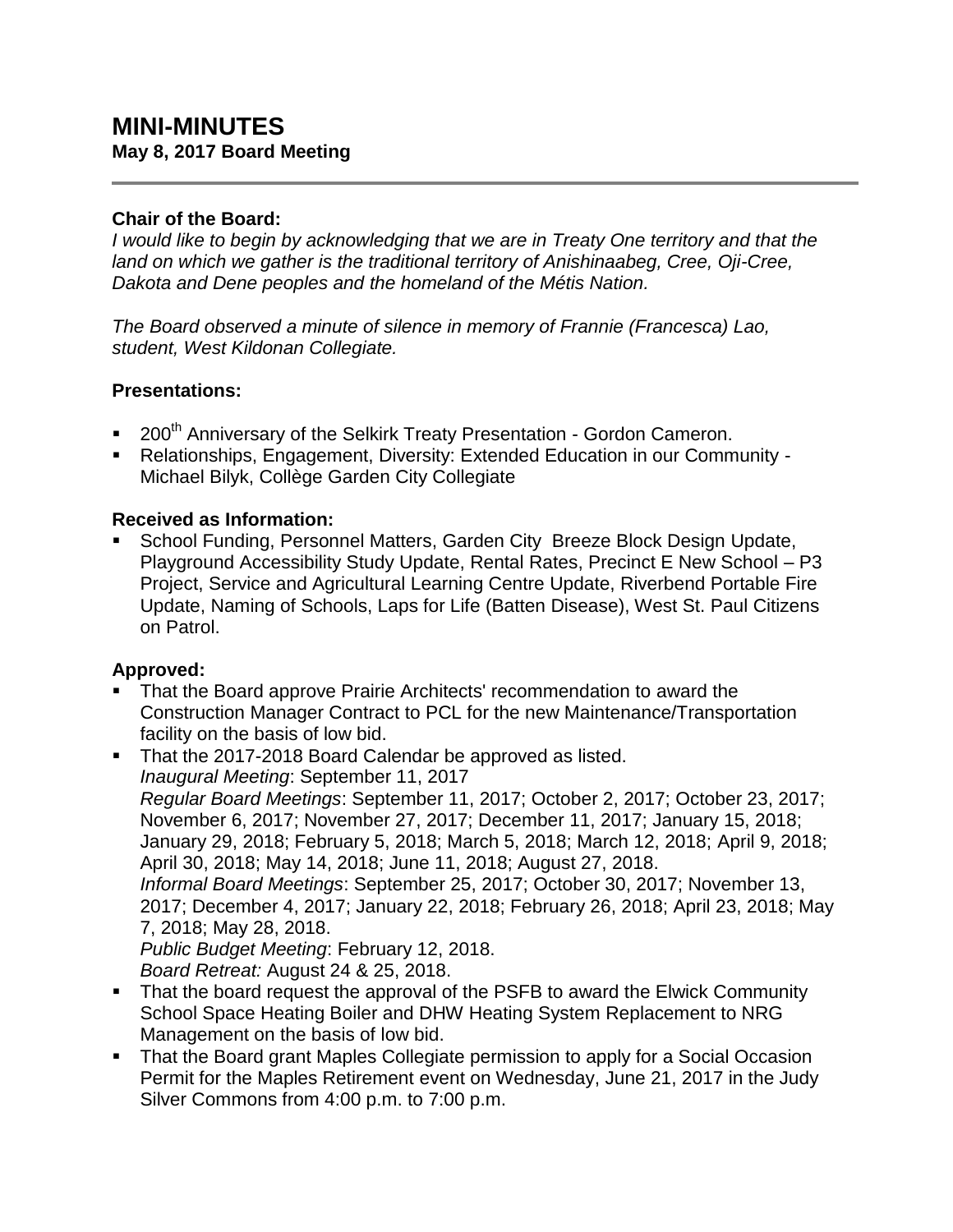# MINI-MINUTES

**May 8, 2017 Board Meeting**

---

**Chair of the Board:**

*I would like to begin by acknowledging that we are in Treaty One territory and that the land on which we gather is the traditional territory of Anishinaabeg, Cree, Oji-Cree, Dakota and Dene peoples and the homeland of the Métis Nation.*

*The Board observed a minute of silence in memory of Frannie (Francesca) Lao, student, West Kildonan Collegiate.*

**Presentations:**

- 200th Anniversary of the Selkirk Treaty Presentation - Gordon Cameron.
- Relationships, Engagement, Diversity: Extended Education in our Community - Michael Bilyk, Collège Garden City Collegiate

**Received as Information:**

- School Funding, Personnel Matters, Garden City Breeze Block Design Update, Playground Accessibility Study Update, Rental Rates, Precinct E New School – P3 Project, Service and Agricultural Learning Centre Update, Riverbend Portable Fire Update, Naming of Schools, Laps for Life (Batten Disease), West St. Paul Citizens on Patrol.

**Approved:**

- That the Board approve Prairie Architects' recommendation to award the Construction Manager Contract to PCL for the new Maintenance/Transportation facility on the basis of low bid.
- That the 2017-2018 Board Calendar be approved as listed.
  *Inaugural Meeting*: September 11, 2017
  *Regular Board Meetings*: September 11, 2017; October 2, 2017; October 23, 2017; November 6, 2017; November 27, 2017; December 11, 2017; January 15, 2018; January 29, 2018; February 5, 2018; March 5, 2018; March 12, 2018; April 9, 2018; April 30, 2018; May 14, 2018; June 11, 2018; August 27, 2018.
  *Informal Board Meetings*: September 25, 2017; October 30, 2017; November 13, 2017; December 4, 2017; January 22, 2018; February 26, 2018; April 23, 2018; May 7, 2018; May 28, 2018.
  *Public Budget Meeting*: February 12, 2018.
  *Board Retreat:* August 24 & 25, 2018.
- That the board request the approval of the PSFB to award the Elwick Community School Space Heating Boiler and DHW Heating System Replacement to NRG Management on the basis of low bid.
- That the Board grant Maples Collegiate permission to apply for a Social Occasion Permit for the Maples Retirement event on Wednesday, June 21, 2017 in the Judy Silver Commons from 4:00 p.m. to 7:00 p.m.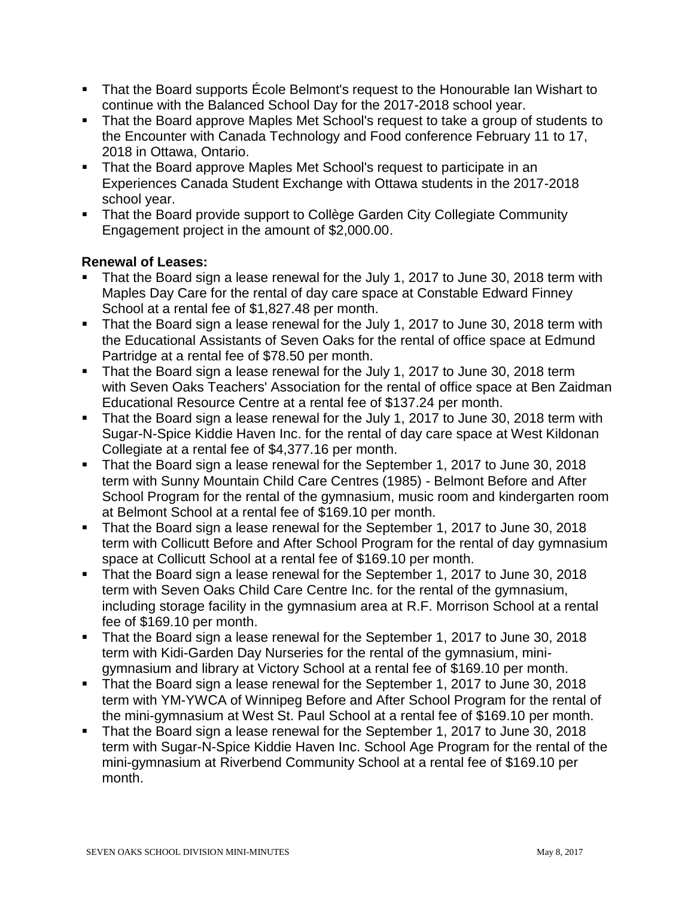- That the Board supports École Belmont's request to the Honourable Ian Wishart to continue with the Balanced School Day for the 2017-2018 school year.
- That the Board approve Maples Met School's request to take a group of students to the Encounter with Canada Technology and Food conference February 11 to 17, 2018 in Ottawa, Ontario.
- That the Board approve Maples Met School's request to participate in an Experiences Canada Student Exchange with Ottawa students in the 2017-2018 school year.
- That the Board provide support to Collège Garden City Collegiate Community Engagement project in the amount of $2,000.00.

**Renewal of Leases:**

- That the Board sign a lease renewal for the July 1, 2017 to June 30, 2018 term with Maples Day Care for the rental of day care space at Constable Edward Finney School at a rental fee of $1,827.48 per month.
- That the Board sign a lease renewal for the July 1, 2017 to June 30, 2018 term with the Educational Assistants of Seven Oaks for the rental of office space at Edmund Partridge at a rental fee of $78.50 per month.
- That the Board sign a lease renewal for the July 1, 2017 to June 30, 2018 term with Seven Oaks Teachers' Association for the rental of office space at Ben Zaidman Educational Resource Centre at a rental fee of $137.24 per month.
- That the Board sign a lease renewal for the July 1, 2017 to June 30, 2018 term with Sugar-N-Spice Kiddie Haven Inc. for the rental of day care space at West Kildonan Collegiate at a rental fee of $4,377.16 per month.
- That the Board sign a lease renewal for the September 1, 2017 to June 30, 2018 term with Sunny Mountain Child Care Centres (1985) - Belmont Before and After School Program for the rental of the gymnasium, music room and kindergarten room at Belmont School at a rental fee of $169.10 per month.
- That the Board sign a lease renewal for the September 1, 2017 to June 30, 2018 term with Collicutt Before and After School Program for the rental of day gymnasium space at Collicutt School at a rental fee of $169.10 per month.
- That the Board sign a lease renewal for the September 1, 2017 to June 30, 2018 term with Seven Oaks Child Care Centre Inc. for the rental of the gymnasium, including storage facility in the gymnasium area at R.F. Morrison School at a rental fee of $169.10 per month.
- That the Board sign a lease renewal for the September 1, 2017 to June 30, 2018 term with Kidi-Garden Day Nurseries for the rental of the gymnasium, mini-gymnasium and library at Victory School at a rental fee of $169.10 per month.
- That the Board sign a lease renewal for the September 1, 2017 to June 30, 2018 term with YM-YWCA of Winnipeg Before and After School Program for the rental of the mini-gymnasium at West St. Paul School at a rental fee of $169.10 per month.
- That the Board sign a lease renewal for the September 1, 2017 to June 30, 2018 term with Sugar-N-Spice Kiddie Haven Inc. School Age Program for the rental of the mini-gymnasium at Riverbend Community School at a rental fee of $169.10 per month.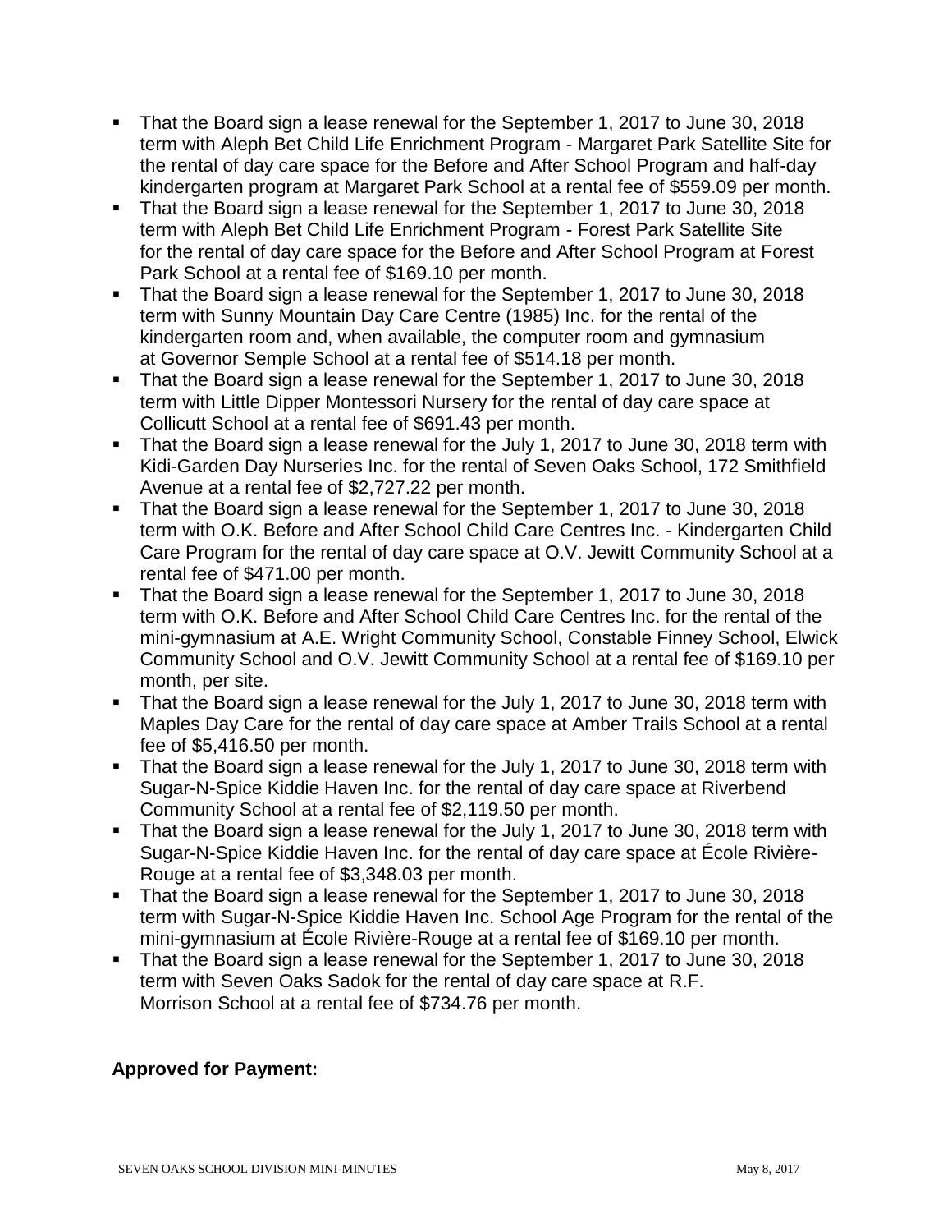- That the Board sign a lease renewal for the September 1, 2017 to June 30, 2018 term with Aleph Bet Child Life Enrichment Program - Margaret Park Satellite Site for the rental of day care space for the Before and After School Program and half-day kindergarten program at Margaret Park School at a rental fee of $559.09 per month.
- That the Board sign a lease renewal for the September 1, 2017 to June 30, 2018 term with Aleph Bet Child Life Enrichment Program - Forest Park Satellite Site for the rental of day care space for the Before and After School Program at Forest Park School at a rental fee of $169.10 per month.
- That the Board sign a lease renewal for the September 1, 2017 to June 30, 2018 term with Sunny Mountain Day Care Centre (1985) Inc. for the rental of the kindergarten room and, when available, the computer room and gymnasium at Governor Semple School at a rental fee of $514.18 per month.
- That the Board sign a lease renewal for the September 1, 2017 to June 30, 2018 term with Little Dipper Montessori Nursery for the rental of day care space at Collicutt School at a rental fee of $691.43 per month.
- That the Board sign a lease renewal for the July 1, 2017 to June 30, 2018 term with Kidi-Garden Day Nurseries Inc. for the rental of Seven Oaks School, 172 Smithfield Avenue at a rental fee of $2,727.22 per month.
- That the Board sign a lease renewal for the September 1, 2017 to June 30, 2018 term with O.K. Before and After School Child Care Centres Inc. - Kindergarten Child Care Program for the rental of day care space at O.V. Jewitt Community School at a rental fee of $471.00 per month.
- That the Board sign a lease renewal for the September 1, 2017 to June 30, 2018 term with O.K. Before and After School Child Care Centres Inc. for the rental of the mini-gymnasium at A.E. Wright Community School, Constable Finney School, Elwick Community School and O.V. Jewitt Community School at a rental fee of $169.10 per month, per site.
- That the Board sign a lease renewal for the July 1, 2017 to June 30, 2018 term with Maples Day Care for the rental of day care space at Amber Trails School at a rental fee of $5,416.50 per month.
- That the Board sign a lease renewal for the July 1, 2017 to June 30, 2018 term with Sugar-N-Spice Kiddie Haven Inc. for the rental of day care space at Riverbend Community School at a rental fee of $2,119.50 per month.
- That the Board sign a lease renewal for the July 1, 2017 to June 30, 2018 term with Sugar-N-Spice Kiddie Haven Inc. for the rental of day care space at École Rivière-Rouge at a rental fee of $3,348.03 per month.
- That the Board sign a lease renewal for the September 1, 2017 to June 30, 2018 term with Sugar-N-Spice Kiddie Haven Inc. School Age Program for the rental of the mini-gymnasium at École Rivière-Rouge at a rental fee of $169.10 per month.
- That the Board sign a lease renewal for the September 1, 2017 to June 30, 2018 term with Seven Oaks Sadok for the rental of day care space at R.F. Morrison School at a rental fee of $734.76 per month.

**Approved for Payment:**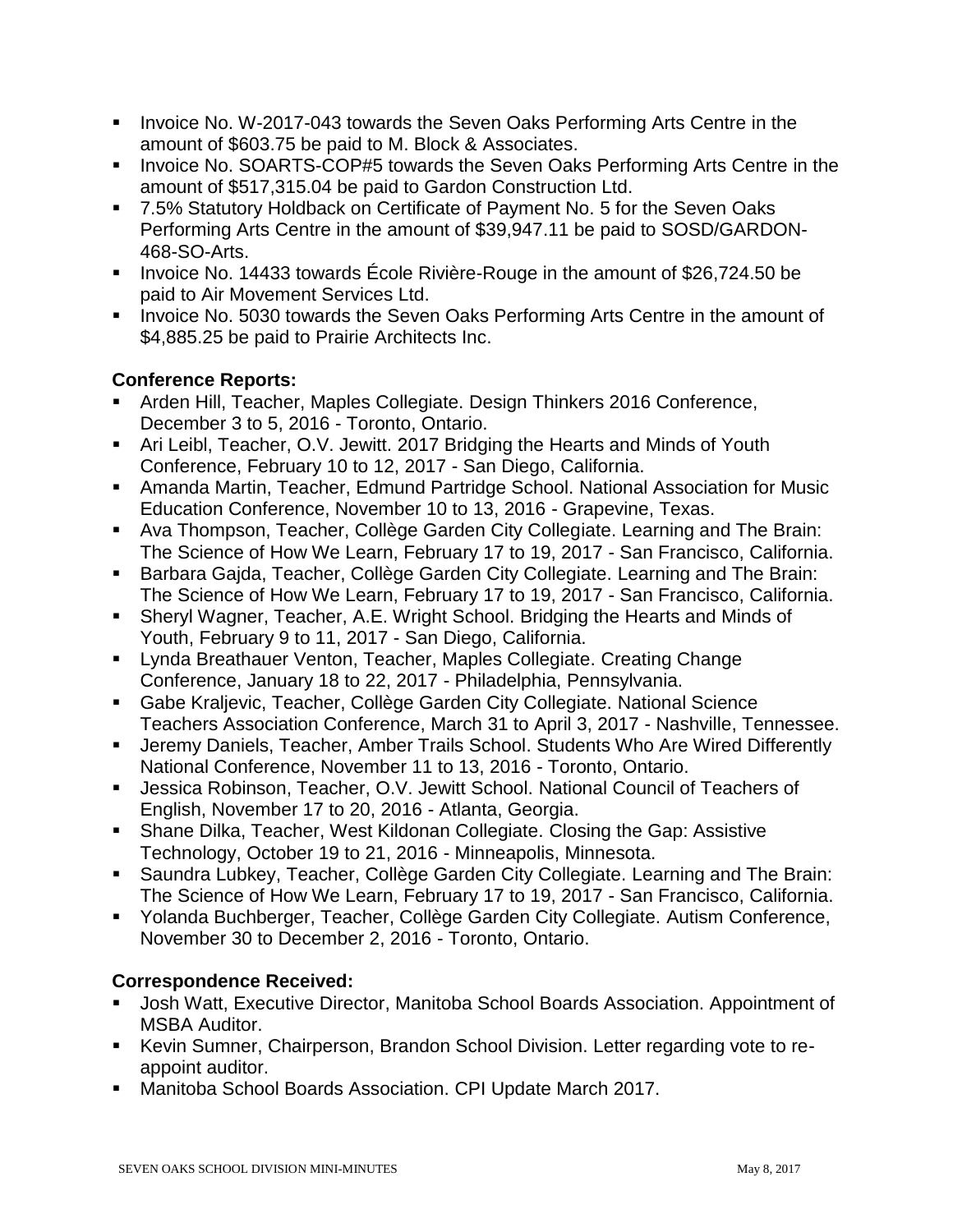- Invoice No. W-2017-043 towards the Seven Oaks Performing Arts Centre in the amount of $603.75 be paid to M. Block & Associates.
- Invoice No. SOARTS-COP#5 towards the Seven Oaks Performing Arts Centre in the amount of $517,315.04 be paid to Gardon Construction Ltd.
- 7.5% Statutory Holdback on Certificate of Payment No. 5 for the Seven Oaks Performing Arts Centre in the amount of $39,947.11 be paid to SOSD/GARDON-468-SO-Arts.
- Invoice No. 14433 towards École Rivière-Rouge in the amount of $26,724.50 be paid to Air Movement Services Ltd.
- Invoice No. 5030 towards the Seven Oaks Performing Arts Centre in the amount of $4,885.25 be paid to Prairie Architects Inc.

**Conference Reports:**

- Arden Hill, Teacher, Maples Collegiate. Design Thinkers 2016 Conference, December 3 to 5, 2016 - Toronto, Ontario.
- Ari Leibl, Teacher, O.V. Jewitt. 2017 Bridging the Hearts and Minds of Youth Conference, February 10 to 12, 2017 - San Diego, California.
- Amanda Martin, Teacher, Edmund Partridge School. National Association for Music Education Conference, November 10 to 13, 2016 - Grapevine, Texas.
- Ava Thompson, Teacher, Collège Garden City Collegiate. Learning and The Brain: The Science of How We Learn, February 17 to 19, 2017 - San Francisco, California.
- Barbara Gajda, Teacher, Collège Garden City Collegiate. Learning and The Brain: The Science of How We Learn, February 17 to 19, 2017 - San Francisco, California.
- Sheryl Wagner, Teacher, A.E. Wright School. Bridging the Hearts and Minds of Youth, February 9 to 11, 2017 - San Diego, California.
- Lynda Breathauer Venton, Teacher, Maples Collegiate. Creating Change Conference, January 18 to 22, 2017 - Philadelphia, Pennsylvania.
- Gabe Kraljevic, Teacher, Collège Garden City Collegiate. National Science Teachers Association Conference, March 31 to April 3, 2017 - Nashville, Tennessee.
- Jeremy Daniels, Teacher, Amber Trails School. Students Who Are Wired Differently National Conference, November 11 to 13, 2016 - Toronto, Ontario.
- Jessica Robinson, Teacher, O.V. Jewitt School. National Council of Teachers of English, November 17 to 20, 2016 - Atlanta, Georgia.
- Shane Dilka, Teacher, West Kildonan Collegiate. Closing the Gap: Assistive Technology, October 19 to 21, 2016 - Minneapolis, Minnesota.
- Saundra Lubkey, Teacher, Collège Garden City Collegiate. Learning and The Brain: The Science of How We Learn, February 17 to 19, 2017 - San Francisco, California.
- Yolanda Buchberger, Teacher, Collège Garden City Collegiate. Autism Conference, November 30 to December 2, 2016 - Toronto, Ontario.

**Correspondence Received:**

- Josh Watt, Executive Director, Manitoba School Boards Association. Appointment of MSBA Auditor.
- Kevin Sumner, Chairperson, Brandon School Division. Letter regarding vote to re-appoint auditor.
- Manitoba School Boards Association. CPI Update March 2017.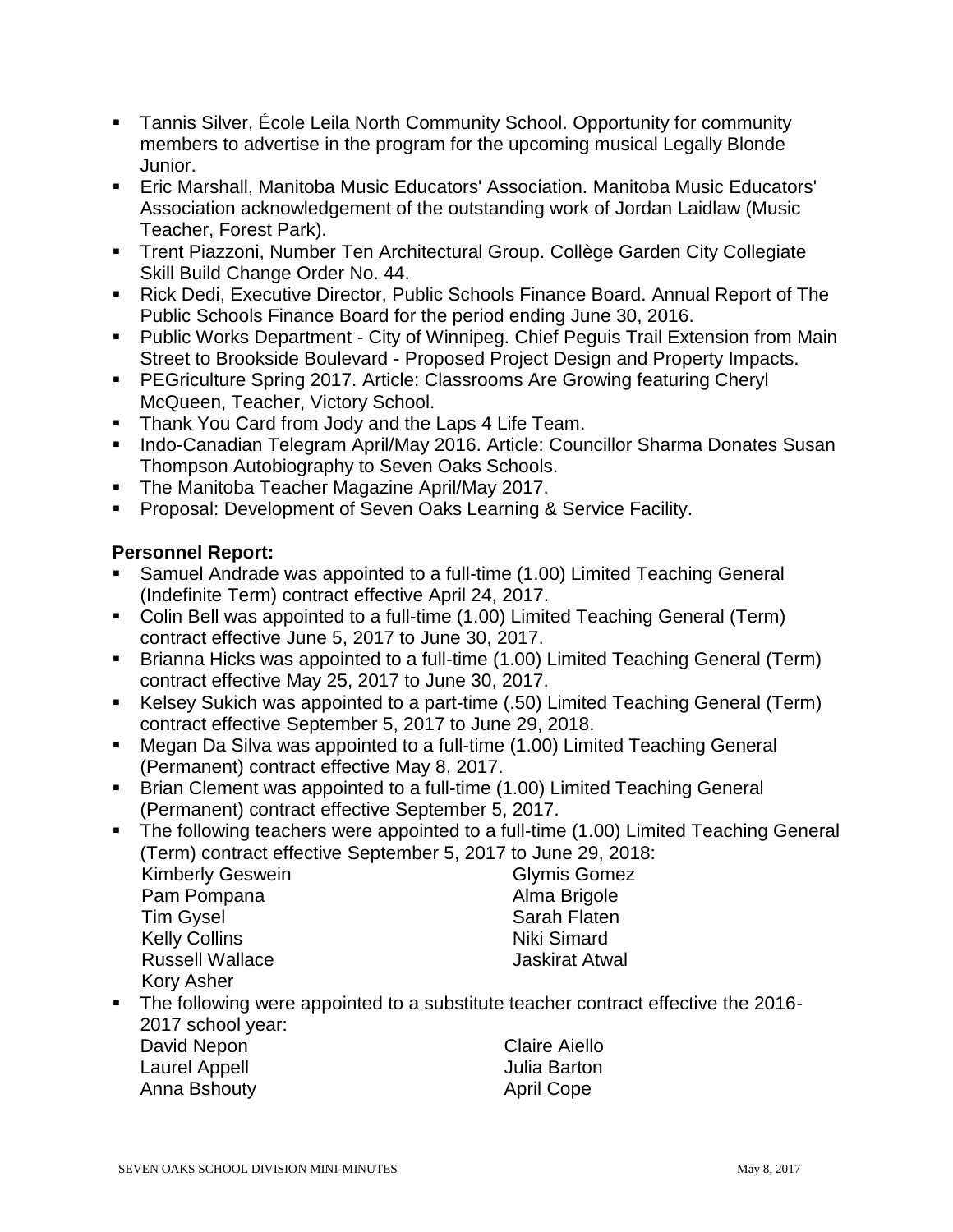- Tannis Silver, École Leila North Community School. Opportunity for community members to advertise in the program for the upcoming musical Legally Blonde Junior.
- Eric Marshall, Manitoba Music Educators' Association. Manitoba Music Educators' Association acknowledgement of the outstanding work of Jordan Laidlaw (Music Teacher, Forest Park).
- Trent Piazzoni, Number Ten Architectural Group. Collège Garden City Collegiate Skill Build Change Order No. 44.
- Rick Dedi, Executive Director, Public Schools Finance Board. Annual Report of The Public Schools Finance Board for the period ending June 30, 2016.
- Public Works Department - City of Winnipeg. Chief Peguis Trail Extension from Main Street to Brookside Boulevard - Proposed Project Design and Property Impacts.
- PEGriculture Spring 2017. Article: Classrooms Are Growing featuring Cheryl McQueen, Teacher, Victory School.
- Thank You Card from Jody and the Laps 4 Life Team.
- Indo-Canadian Telegram April/May 2016. Article: Councillor Sharma Donates Susan Thompson Autobiography to Seven Oaks Schools.
- The Manitoba Teacher Magazine April/May 2017.
- Proposal: Development of Seven Oaks Learning & Service Facility.

**Personnel Report:**

- Samuel Andrade was appointed to a full-time (1.00) Limited Teaching General (Indefinite Term) contract effective April 24, 2017.
- Colin Bell was appointed to a full-time (1.00) Limited Teaching General (Term) contract effective June 5, 2017 to June 30, 2017.
- Brianna Hicks was appointed to a full-time (1.00) Limited Teaching General (Term) contract effective May 25, 2017 to June 30, 2017.
- Kelsey Sukich was appointed to a part-time (.50) Limited Teaching General (Term) contract effective September 5, 2017 to June 29, 2018.
- Megan Da Silva was appointed to a full-time (1.00) Limited Teaching General (Permanent) contract effective May 8, 2017.
- Brian Clement was appointed to a full-time (1.00) Limited Teaching General (Permanent) contract effective September 5, 2017.
- The following teachers were appointed to a full-time (1.00) Limited Teaching General (Term) contract effective September 5, 2017 to June 29, 2018:

  Kimberly Geswein
  Pam Pompana
  Tim Gysel
  Kelly Collins
  Russell Wallace
  Kory Asher
  Glymis Gomez
  Alma Brigole
  Sarah Flaten
  Niki Simard
  Jaskirat Atwal

- The following were appointed to a substitute teacher contract effective the 2016-2017 school year:

  David Nepon
  Laurel Appell
  Anna Bshouty
  Claire Aiello
  Julia Barton
  April Cope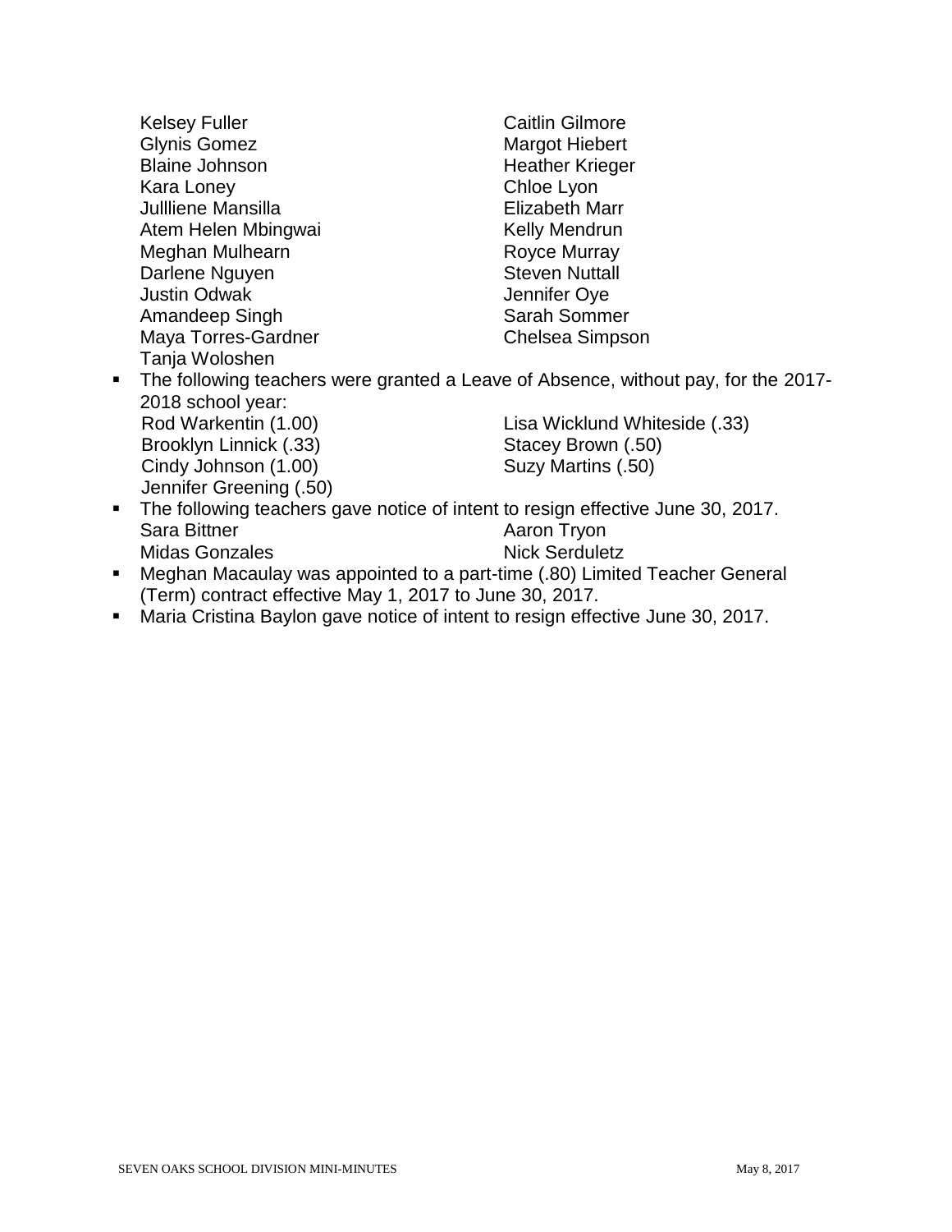Kelsey Fuller
Caitlin Gilmore
Glynis Gomez
Margot Hiebert
Blaine Johnson
Heather Krieger
Kara Loney
Chloe Lyon
Jullliene Mansilla
Elizabeth Marr
Atem Helen Mbingwai
Kelly Mendrun
Meghan Mulhearn
Royce Murray
Darlene Nguyen
Steven Nuttall
Justin Odwak
Jennifer Oye
Amandeep Singh
Sarah Sommer
Maya Torres-Gardner
Chelsea Simpson
Tanja Woloshen

- The following teachers were granted a Leave of Absence, without pay, for the 2017-2018 school year:
  Rod Warkentin (1.00)
  Lisa Wicklund Whiteside (.33)
  Brooklyn Linnick (.33)
  Stacey Brown (.50)
  Cindy Johnson (1.00)
  Suzy Martins (.50)
  Jennifer Greening (.50)
- The following teachers gave notice of intent to resign effective June 30, 2017.
  Sara Bittner
  Aaron Tryon
  Midas Gonzales
  Nick Serduletz
- Meghan Macaulay was appointed to a part-time (.80) Limited Teacher General (Term) contract effective May 1, 2017 to June 30, 2017.
- Maria Cristina Baylon gave notice of intent to resign effective June 30, 2017.